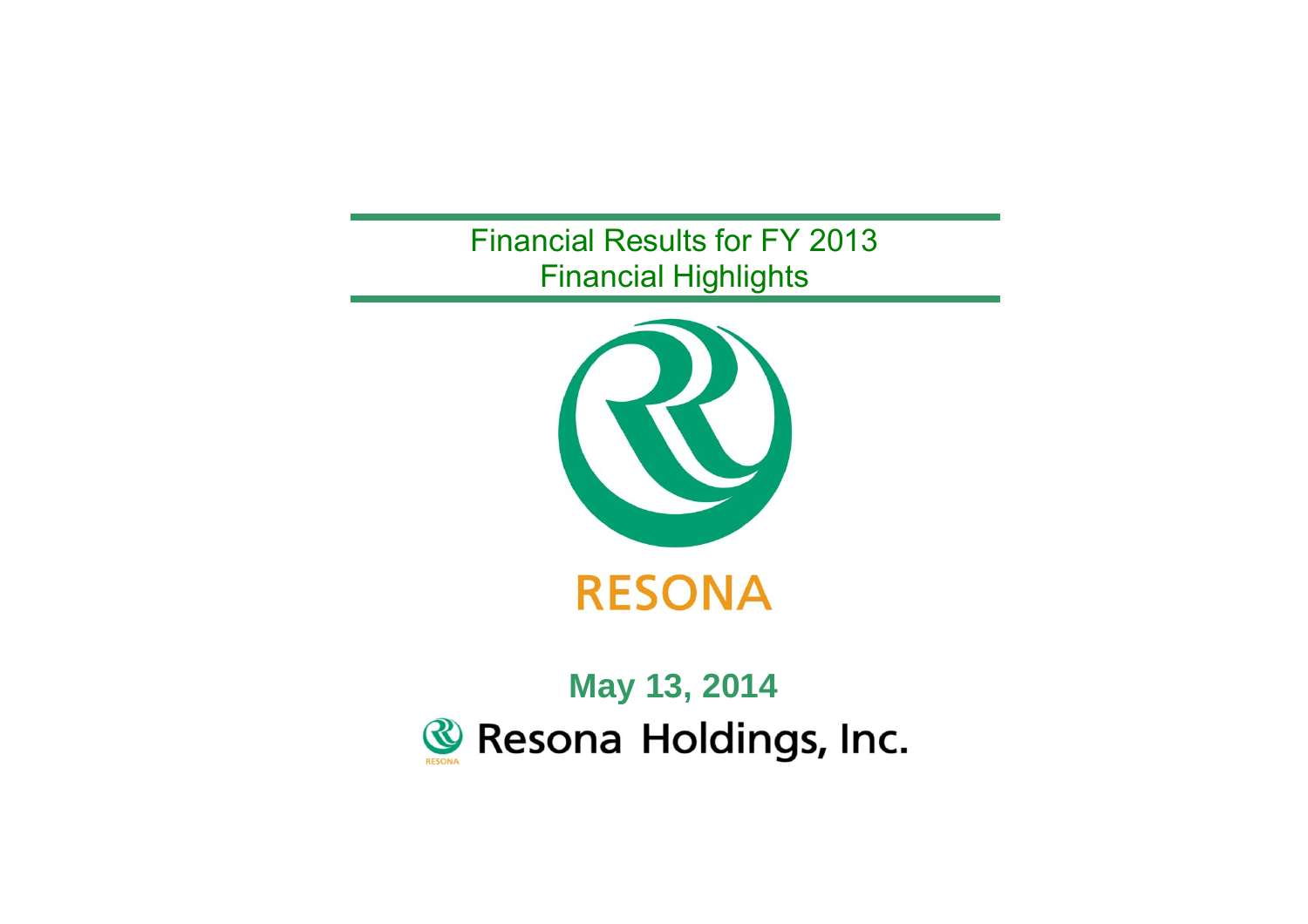# Financial Results for FY 2013
## Financial Highlights

RESONA

**May 13, 2014**

Resona Holdings, Inc.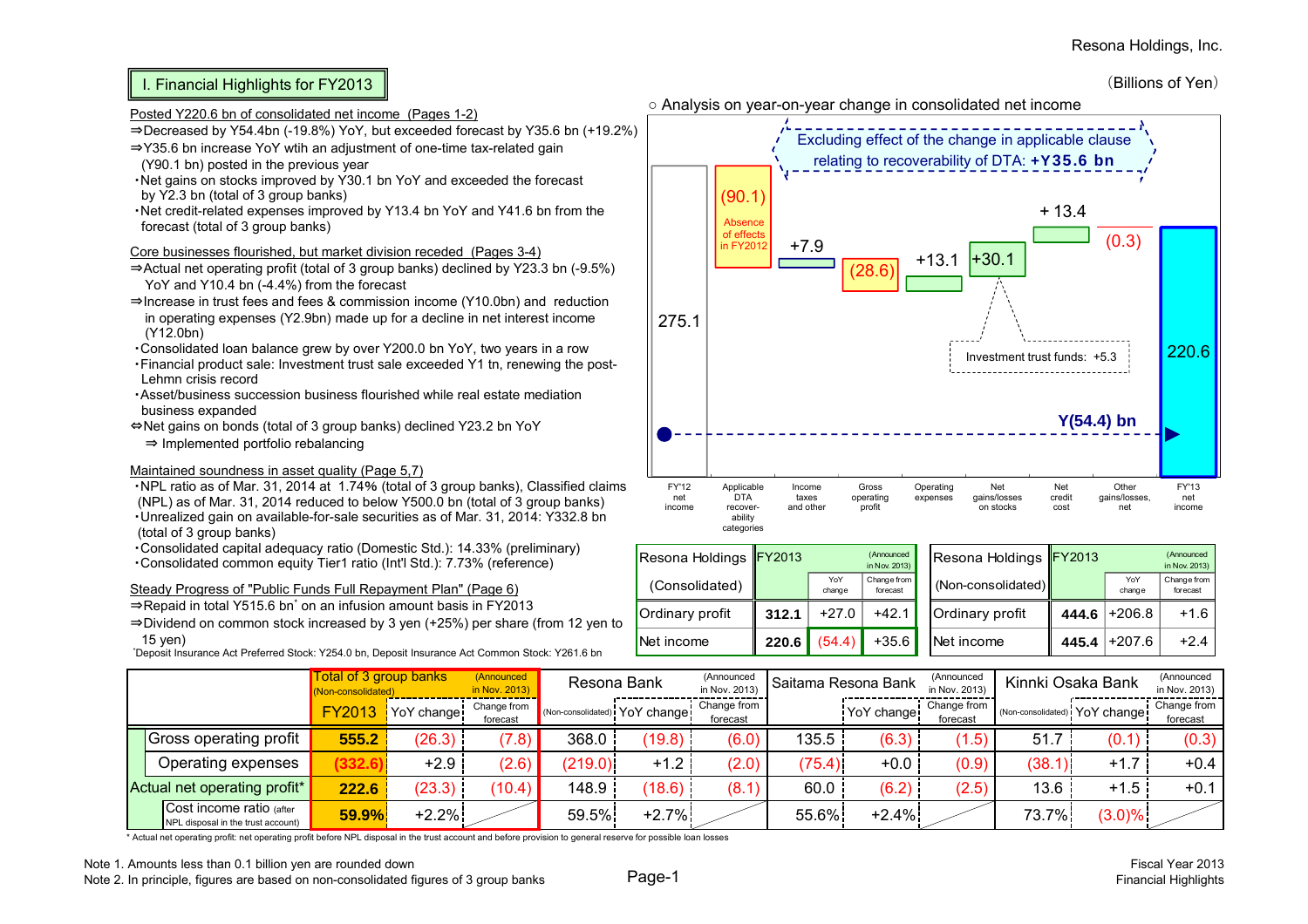(Billions of Yen)

## I. Financial Highlights for FY2013

Posted Y220.6 bn of consolidated net income (Pages 1-2)

⇒Decreased by Y54.4bn (-19.8%) YoY, but exceeded forecast by Y35.6 bn (+19.2%)

⇒Y35.6 bn increase YoY wtih an adjustment of one-time tax-related gain (Y90.1 bn) posted in the previous year

- Net gains on stocks improved by Y30.1 bn YoY and exceeded the forecast by Y2.3 bn (total of 3 group banks)
- Net credit-related expenses improved by Y13.4 bn YoY and Y41.6 bn from the forecast (total of 3 group banks)

Core businesses flourished, but market division receded (Pages 3-4)

⇒Actual net operating profit (total of 3 group banks) declined by Y23.3 bn (-9.5%) YoY and Y10.4 bn (-4.4%) from the forecast

⇒Increase in trust fees and fees & commission income (Y10.0bn) and reduction in operating expenses (Y2.9bn) made up for a decline in net interest income (Y12.0bn)

- Consolidated loan balance grew by over Y200.0 bn YoY, two years in a row
- Financial product sale: Investment trust sale exceeded Y1 tn, renewing the post-Lehmn crisis record
- Asset/business succession business flourished while real estate mediation business expanded

⇔Net gains on bonds (total of 3 group banks) declined Y23.2 bn YoY

⇒ Implemented portfolio rebalancing

Maintained soundness in asset quality (Page 5,7)

- NPL ratio as of Mar. 31, 2014 at 1.74% (total of 3 group banks), Classified claims (NPL) as of Mar. 31, 2014 reduced to below Y500.0 bn (total of 3 group banks)
- Unrealized gain on available-for-sale securities as of Mar. 31, 2014: Y332.8 bn (total of 3 group banks)
- Consolidated capital adequacy ratio (Domestic Std.): 14.33% (preliminary)
- Consolidated common equity Tier1 ratio (Int'l Std.): 7.73% (reference)

Steady Progress of "Public Funds Full Repayment Plan" (Page 6)

⇒Repaid in total Y515.6 bn* on an infusion amount basis in FY2013

⇒Dividend on common stock increased by 3 yen (+25%) per share (from 12 yen to 15 yen)

*Deposit Insurance Act Preferred Stock: Y254.0 bn, Deposit Insurance Act Common Stock: Y261.6 bn

○ Analysis on year-on-year change in consolidated net income

| Item | Amount |
|---|---|
| FY'12 net income | 275.1 |
| Applicable DTA recoverability categories (Absence of effects in FY2012) | (90.1) |
| Income taxes and other | +7.9 |
| Gross operating profit | (28.6) |
| Operating expenses | +13.1 |
| Net gains/losses on stocks | +30.1 |
| Net credit cost | +13.4 |
| Other gains/losses, net | (0.3) |
| FY'13 net income | 220.6 |

Excluding effect of the change in applicable clause relating to recoverability of DTA: **+Y35.6 bn**

Investment trust funds: +5.3

Y(54.4) bn

| Resona Holdings (Consolidated) | FY2013 | YoY change | Change from forecast (Announced in Nov. 2013) |
|---|---|---|---|
| Ordinary profit | 312.1 | +27.0 | +42.1 |
| Net income | 220.6 | (54.4) | +35.6 |

| Resona Holdings (Non-consolidated) | FY2013 | YoY change | Change from forecast (Announced in Nov. 2013) |
|---|---|---|---|
| Ordinary profit | 444.6 | +206.8 | +1.6 |
| Net income | 445.4 | +207.6 | +2.4 |

| | Total of 3 group banks (Non-consolidated) FY2013 | YoY change | Change from forecast (Announced in Nov. 2013) | Resona Bank (Non-consolidated) | YoY change | Change from forecast (Announced in Nov. 2013) | Saitama Resona Bank | YoY change | Change from forecast (Announced in Nov. 2013) | Kinnki Osaka Bank (Non-consolidated) | YoY change | Change from forecast (Announced in Nov. 2013) |
|---|---|---|---|---|---|---|---|---|---|---|---|---|
| Gross operating profit | 555.2 | (26.3) | (7.8) | 368.0 | (19.8) | (6.0) | 135.5 | (6.3) | (1.5) | 51.7 | (0.1) | (0.3) |
| Operating expenses | (332.6) | +2.9 | (2.6) | (219.0) | +1.2 | (2.0) | (75.4) | +0.0 | (0.9) | (38.1) | +1.7 | +0.4 |
| Actual net operating profit* | 222.6 | (23.3) | (10.4) | 148.9 | (18.6) | (8.1) | 60.0 | (6.2) | (2.5) | 13.6 | +1.5 | +0.1 |
| Cost income ratio (after NPL disposal in the trust account) | 59.9% | +2.2% | | 59.5% | +2.7% | | 55.6% | +2.4% | | 73.7% | (3.0)% | |

\* Actual net operating profit: net operating profit before NPL disposal in the trust account and before provision to general reserve for possible loan losses

Note 1. Amounts less than 0.1 billion yen are rounded down

Note 2. In principle, figures are based on non-consolidated figures of 3 group banks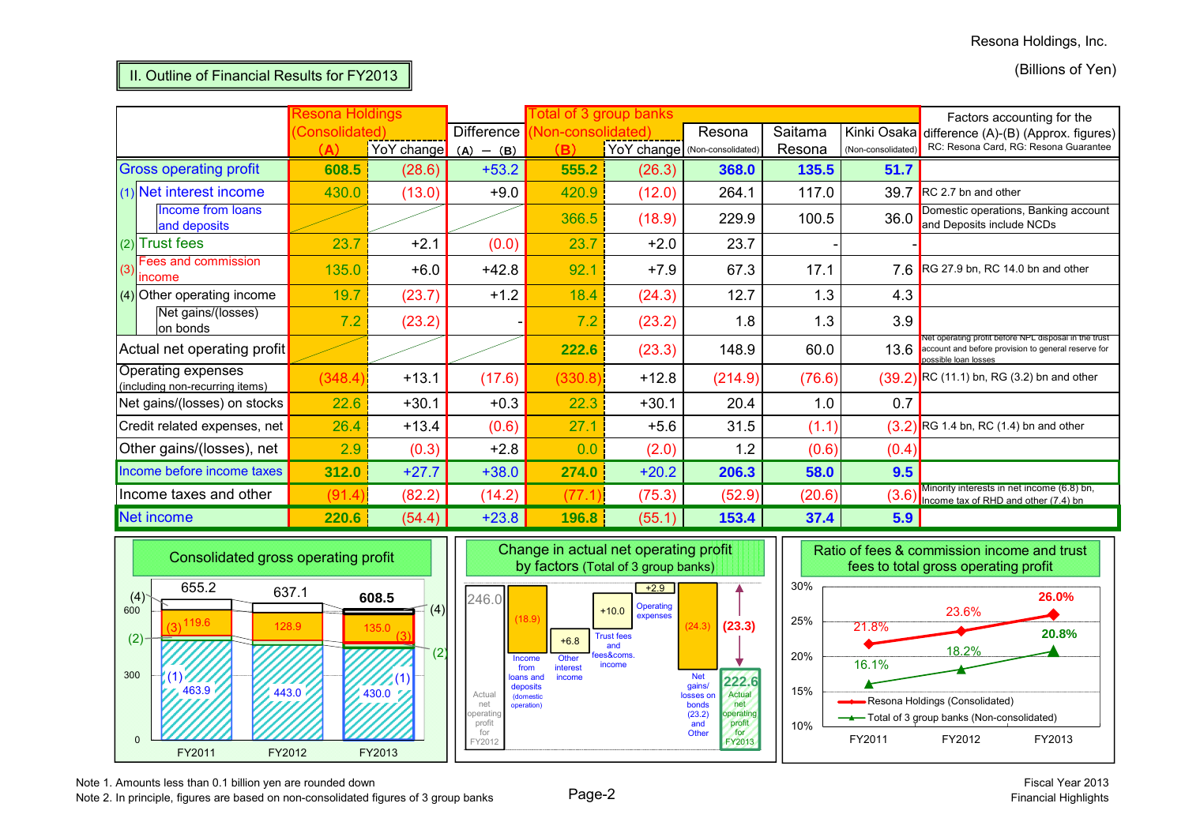Resona Holdings, Inc.

## II. Outline of Financial Results for FY2013

(Billions of Yen)

| | Resona Holdings (Consolidated) (A) | YoY change | Difference (A) − (B) | Total of 3 group banks (Non-consolidated) (B) | YoY change | Resona (Non-consolidated) | Saitama Resona | Kinki Osaka (Non-consolidated) | Factors accounting for the difference (A)-(B) (Approx. figures) RC: Resona Card, RG: Resona Guarantee |
|---|---|---|---|---|---|---|---|---|---|
| Gross operating profit | 608.5 | (28.6) | +53.2 | 555.2 | (26.3) | 368.0 | 135.5 | 51.7 | |
| (1) Net interest income | 430.0 | (13.0) | +9.0 | 420.9 | (12.0) | 264.1 | 117.0 | 39.7 | RC 2.7 bn and other |
| Income from loans and deposits | | | | 366.5 | (18.9) | 229.9 | 100.5 | 36.0 | Domestic operations, Banking account and Deposits include NCDs |
| (2) Trust fees | 23.7 | +2.1 | (0.0) | 23.7 | +2.0 | 23.7 | - | - | |
| (3) Fees and commission income | 135.0 | +6.0 | +42.8 | 92.1 | +7.9 | 67.3 | 17.1 | 7.6 | RG 27.9 bn, RC 14.0 bn and other |
| (4) Other operating income | 19.7 | (23.7) | +1.2 | 18.4 | (24.3) | 12.7 | 1.3 | 4.3 | |
| Net gains/(losses) on bonds | 7.2 | (23.2) | - | 7.2 | (23.2) | 1.8 | 1.3 | 3.9 | |
| Actual net operating profit | | | | 222.6 | (23.3) | 148.9 | 60.0 | 13.6 | Net operating profit before NPL disposal in the trust account and before provision to general reserve for possible loan losses |
| Operating expenses (including non-recurring items) | (348.4) | +13.1 | (17.6) | (330.8) | +12.8 | (214.9) | (76.6) | (39.2) | RC (11.1) bn, RG (3.2) bn and other |
| Net gains/(losses) on stocks | 22.6 | +30.1 | +0.3 | 22.3 | +30.1 | 20.4 | 1.0 | 0.7 | |
| Credit related expenses, net | 26.4 | +13.4 | (0.6) | 27.1 | +5.6 | 31.5 | (1.1) | (3.2) | RG 1.4 bn, RC (1.4) bn and other |
| Other gains/(losses), net | 2.9 | (0.3) | +2.8 | 0.0 | (2.0) | 1.2 | (0.6) | (0.4) | |
| Income before income taxes | 312.0 | +27.7 | +38.0 | 274.0 | +20.2 | 206.3 | 58.0 | 9.5 | |
| Income taxes and other | (91.4) | (82.2) | (14.2) | (77.1) | (75.3) | (52.9) | (20.6) | (3.6) | Minority interests in net income (6.8) bn, Income tax of RHD and other (7.4) bn |
| Net income | 220.6 | (54.4) | +23.8 | 196.8 | (55.1) | 153.4 | 37.4 | 5.9 | |

### Consolidated gross operating profit

| | FY2011 | FY2012 | FY2013 |
|---|---|---|---|
| Total | 655.2 | 637.1 | 608.5 |
| (3) Fees and commission income | 119.6 | 128.9 | 135.0 |
| (1) Net interest income | 463.9 | 443.0 | 430.0 |

### Change in actual net operating profit by factors (Total of 3 group banks)

| Factor | Amount |
|---|---|
| Actual net operating profit for FY2012 | 246.0 |
| Income from loans and deposits (domestic operation) | (18.9) |
| Other interest income | +6.8 |
| Trust fees and fees&coms. income | +10.0 |
| Operating expenses | +2.9 |
| Net gains/losses on bonds (23.2) and Other | (24.3) |
| Actual net operating profit for FY2013 | 222.6 |

Total change: (23.3)

### Ratio of fees & commission income and trust fees to total gross operating profit

| | FY2011 | FY2012 | FY2013 |
|---|---|---|---|
| Resona Holdings (Consolidated) | 21.8% | 23.6% | 26.0% |
| Total of 3 group banks (Non-consolidated) | 16.1% | 18.2% | 20.8% |

Note 1. Amounts less than 0.1 billion yen are rounded down
Note 2. In principle, figures are based on non-consolidated figures of 3 group banks

Fiscal Year 2013 Financial Highlights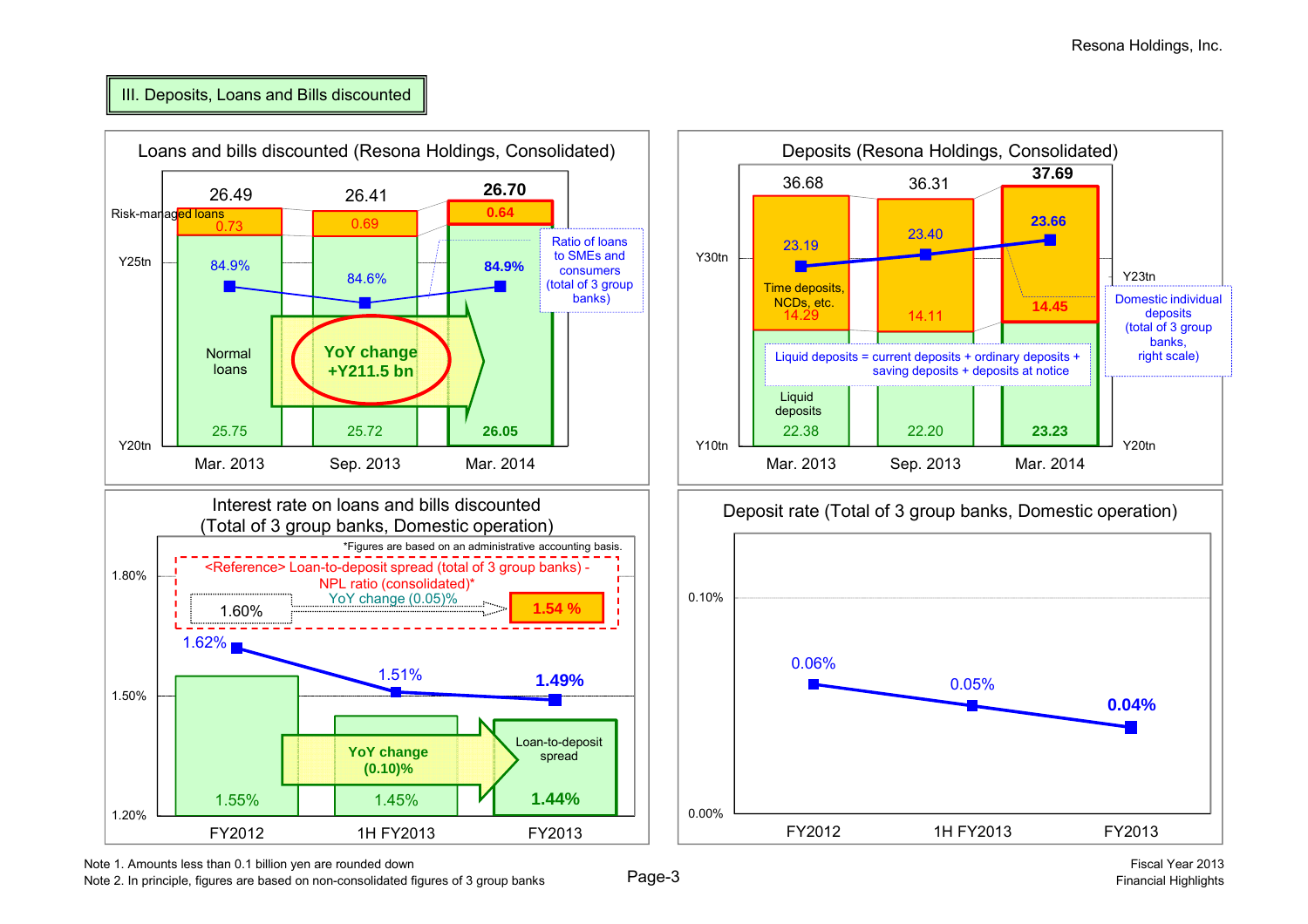## III. Deposits, Loans and Bills discounted

### Loans and bills discounted (Resona Holdings, Consolidated)

| | Mar. 2013 | Sep. 2013 | Mar. 2014 |
|---|---|---|---|
| Total | 26.49 | 26.41 | **26.70** |
| Risk-managed loans | 0.73 | 0.69 | **0.64** |
| Normal loans | 25.75 | 25.72 | **26.05** |
| Ratio of loans to SMEs and consumers (total of 3 group banks) | 84.9% | 84.6% | **84.9%** |

YoY change +Y211.5 bn

### Deposits (Resona Holdings, Consolidated)

| | Mar. 2013 | Sep. 2013 | Mar. 2014 |
|---|---|---|---|
| Total | 36.68 | 36.31 | **37.69** |
| Time deposits, NCDs, etc. | 14.29 | 14.11 | **14.45** |
| Liquid deposits | 22.38 | 22.20 | **23.23** |
| Domestic individual deposits (total of 3 group banks, right scale) | 23.19 | 23.40 | **23.66** |

Liquid deposits = current deposits + ordinary deposits + saving deposits + deposits at notice

### Interest rate on loans and bills discounted (Total of 3 group banks, Domestic operation)

*Figures are based on an administrative accounting basis.

| | FY2012 | 1H FY2013 | FY2013 |
|---|---|---|---|
| Interest rate on loans and bills discounted | 1.62% | 1.51% | **1.49%** |
| Loan-to-deposit spread | 1.55% | 1.45% | **1.44%** |

YoY change (0.10)%

<Reference> Loan-to-deposit spread (total of 3 group banks) - NPL ratio (consolidated)*: 1.60% → **1.54 %** (YoY change (0.05)%)

### Deposit rate (Total of 3 group banks, Domestic operation)

| | FY2012 | 1H FY2013 | FY2013 |
|---|---|---|---|
| Deposit rate | 0.06% | 0.05% | **0.04%** |

Note 1. Amounts less than 0.1 billion yen are rounded down
Note 2. In principle, figures are based on non-consolidated figures of 3 group banks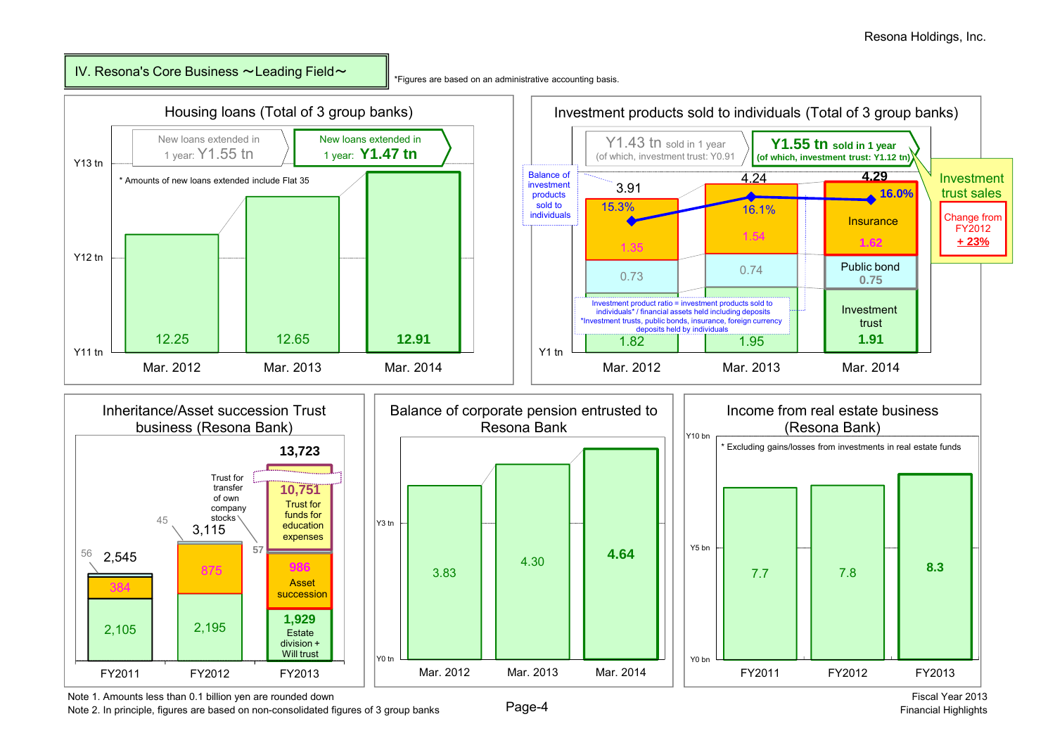## IV. Resona's Core Business ～Leading Field～

*Figures are based on an administrative accounting basis.

### Housing loans (Total of 3 group banks)

New loans extended in 1 year: Y1.55 tn → New loans extended in 1 year: **Y1.47 tn**

* Amounts of new loans extended include Flat 35

| | Mar. 2012 | Mar. 2013 | Mar. 2014 |
|---|---|---|---|
| Housing loans (Y tn) | 12.25 | 12.65 | **12.91** |

### Investment products sold to individuals (Total of 3 group banks)

Y1.43 tn sold in 1 year (of which, investment trust: Y0.91) → **Y1.55 tn sold in 1 year (of which, investment trust: Y1.12 tn)**

Investment trust sales: Change from FY2012 **+ 23%**

Balance of investment products sold to individuals

| | Mar. 2012 | Mar. 2013 | Mar. 2014 |
|---|---|---|---|
| Insurance | 1.35 | 1.54 | 1.62 |
| Public bond | 0.73 | 0.74 | 0.75 |
| Investment trust | 1.82 | 1.95 | 1.91 |
| Total | 3.91 | 4.24 | 4.29 |
| Investment product ratio | 15.3% | 16.1% | 16.0% |

Investment product ratio = investment products sold to individuals* / financial assets held including deposits
*Investment trusts, public bonds, insurance, foreign currency deposits held by individuals

### Inheritance/Asset succession Trust business (Resona Bank)

| | FY2011 | FY2012 | FY2013 |
|---|---|---|---|
| Estate division + Will trust | 2,105 | 2,195 | 1,929 |
| Asset succession | 384 | 875 | 986 |
| Trust for transfer of own company stocks | 56 | 45 | 57 |
| Trust for funds for education expenses | | | 10,751 |
| Total | 2,545 | 3,115 | 13,723 |

### Balance of corporate pension entrusted to Resona Bank

| | Mar. 2012 | Mar. 2013 | Mar. 2014 |
|---|---|---|---|
| Balance (Y tn) | 3.83 | 4.30 | **4.64** |

### Income from real estate business (Resona Bank)

* Excluding gains/losses from investments in real estate funds

| | FY2011 | FY2012 | FY2013 |
|---|---|---|---|
| Income (Y bn) | 7.7 | 7.8 | **8.3** |

Note 1. Amounts less than 0.1 billion yen are rounded down
Note 2. In principle, figures are based on non-consolidated figures of 3 group banks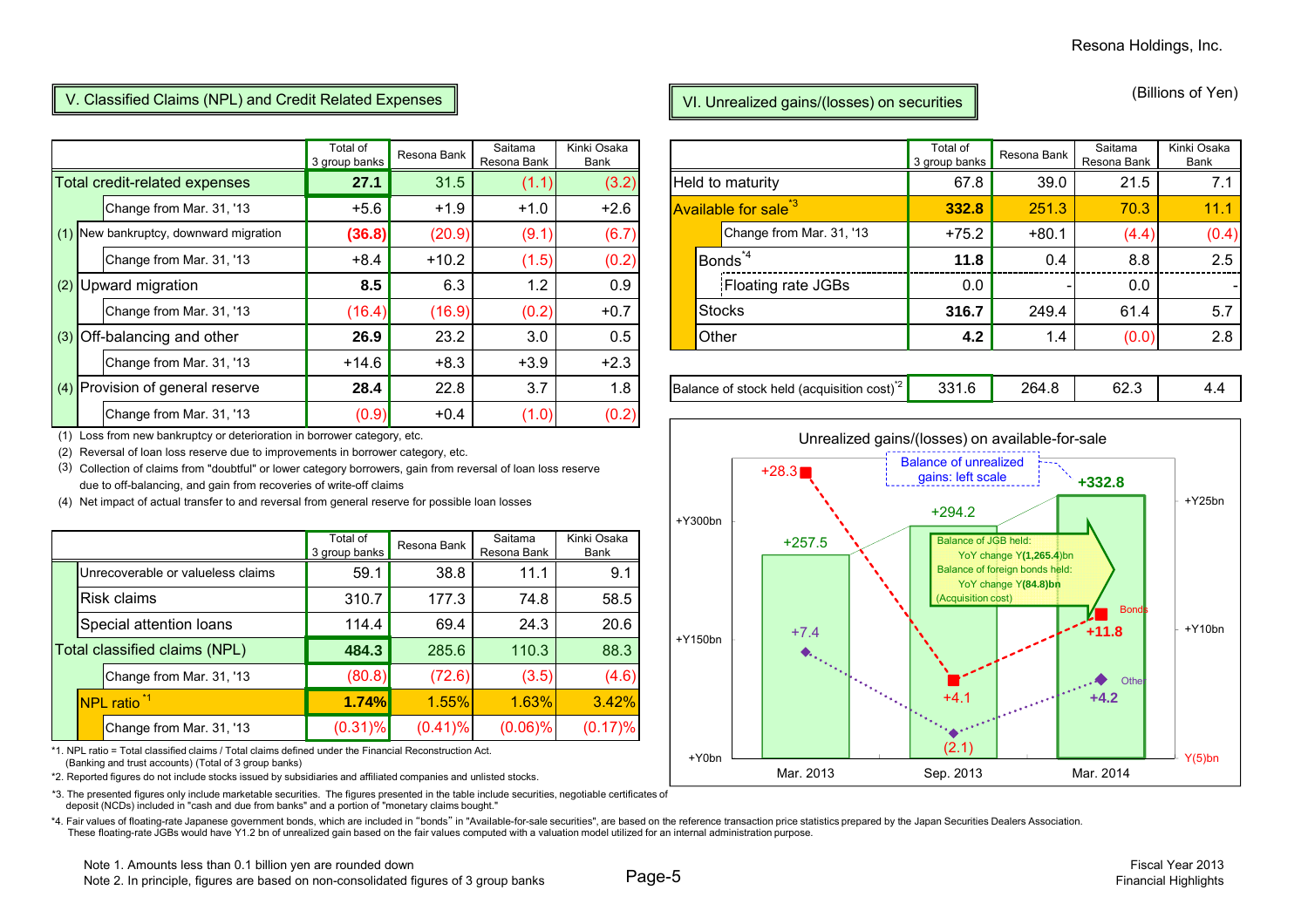(Billions of Yen)

## V. Classified Claims (NPL) and Credit Related Expenses

| | Total of 3 group banks | Resona Bank | Saitama Resona Bank | Kinki Osaka Bank |
|---|---|---|---|---|
| Total credit-related expenses | **27.1** | 31.5 | (1.1) | (3.2) |
| Change from Mar. 31, '13 | +5.6 | +1.9 | +1.0 | +2.6 |
| (1) New bankruptcy, downward migration | **(36.8)** | (20.9) | (9.1) | (6.7) |
| Change from Mar. 31, '13 | +8.4 | +10.2 | (1.5) | (0.2) |
| (2) Upward migration | **8.5** | 6.3 | 1.2 | 0.9 |
| Change from Mar. 31, '13 | (16.4) | (16.9) | (0.2) | +0.7 |
| (3) Off-balancing and other | **26.9** | 23.2 | 3.0 | 0.5 |
| Change from Mar. 31, '13 | +14.6 | +8.3 | +3.9 | +2.3 |
| (4) Provision of general reserve | **28.4** | 22.8 | 3.7 | 1.8 |
| Change from Mar. 31, '13 | (0.9) | +0.4 | (1.0) | (0.2) |

(1) Loss from new bankruptcy or deterioration in borrower category, etc.
(2) Reversal of loan loss reserve due to improvements in borrower category, etc.
(3) Collection of claims from "doubtful" or lower category borrowers, gain from reversal of loan loss reserve due to off-balancing, and gain from recoveries of write-off claims
(4) Net impact of actual transfer to and reversal from general reserve for possible loan losses

| | Total of 3 group banks | Resona Bank | Saitama Resona Bank | Kinki Osaka Bank |
|---|---|---|---|---|
| Unrecoverable or valueless claims | 59.1 | 38.8 | 11.1 | 9.1 |
| Risk claims | 310.7 | 177.3 | 74.8 | 58.5 |
| Special attention loans | 114.4 | 69.4 | 24.3 | 20.6 |
| Total classified claims (NPL) | **484.3** | 285.6 | 110.3 | 88.3 |
| Change from Mar. 31, '13 | (80.8) | (72.6) | (3.5) | (4.6) |
| NPL ratio *1 | **1.74%** | 1.55% | 1.63% | 3.42% |
| Change from Mar. 31, '13 | (0.31)% | (0.41)% | (0.06)% | (0.17)% |

*1. NPL ratio = Total classified claims / Total claims defined under the Financial Reconstruction Act. (Banking and trust accounts) (Total of 3 group banks)
*2. Reported figures do not include stocks issued by subsidiaries and affiliated companies and unlisted stocks.
*3. The presented figures only include marketable securities. The figures presented in the table include securities, negotiable certificates of deposit (NCDs) included in "cash and due from banks" and a portion of "monetary claims bought."
*4. Fair values of floating-rate Japanese government bonds, which are included in "bonds" in "Available-for-sale securities", are based on the reference transaction price statistics prepared by the Japan Securities Dealers Association. These floating-rate JGBs would have Y1.2 bn of unrealized gain based on the fair values computed with a valuation model utilized for an internal administration purpose.

## VI. Unrealized gains/(losses) on securities

| | Total of 3 group banks | Resona Bank | Saitama Resona Bank | Kinki Osaka Bank |
|---|---|---|---|---|
| Held to maturity | 67.8 | 39.0 | 21.5 | 7.1 |
| Available for sale *3 | **332.8** | 251.3 | 70.3 | 11.1 |
| Change from Mar. 31, '13 | +75.2 | +80.1 | (4.4) | (0.4) |
| Bonds *4 | **11.8** | 0.4 | 8.8 | 2.5 |
| Floating rate JGBs | 0.0 | - | 0.0 | - |
| Stocks | **316.7** | 249.4 | 61.4 | 5.7 |
| Other | **4.2** | 1.4 | (0.0) | 2.8 |
| Balance of stock held (acquisition cost) *2 | 331.6 | 264.8 | 62.3 | 4.4 |

**Unrealized gains/(losses) on available-for-sale**

| | Mar. 2013 | Sep. 2013 | Mar. 2014 |
|---|---|---|---|
| Balance of unrealized gains (left scale) | +257.5 | +294.2 | +332.8 |
| Bonds (right scale) | +28.3 | +4.1 | +11.8 |
| Other (right scale) | +7.4 | (2.1) | +4.2 |

Balance of JGB held: YoY change Y(1,265.4)bn
Balance of foreign bonds held: YoY change Y(84.8)bn
(Acquisition cost)

Note 1. Amounts less than 0.1 billion yen are rounded down
Note 2. In principle, figures are based on non-consolidated figures of 3 group banks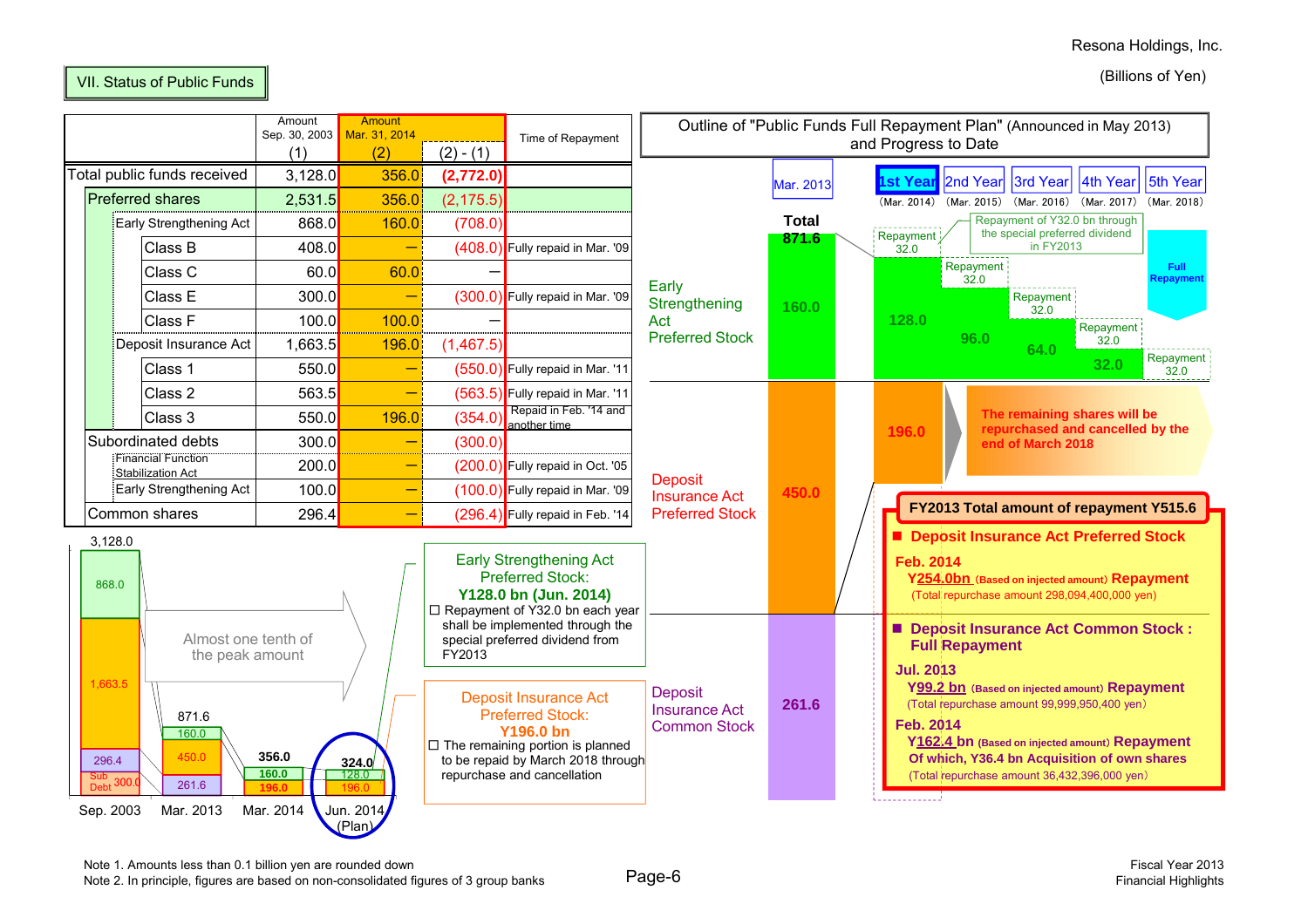Resona Holdings, Inc.

(Billions of Yen)

## VII. Status of Public Funds

| | Amount Sep. 30, 2003 (1) | Amount Mar. 31, 2014 (2) | (2) - (1) | Time of Repayment |
|---|---|---|---|---|
| Total public funds received | 3,128.0 | 356.0 | (2,772.0) | |
| Preferred shares | 2,531.5 | 356.0 | (2,175.5) | |
| Early Strengthening Act | 868.0 | 160.0 | (708.0) | |
| Class B | 408.0 | — | (408.0) | Fully repaid in Mar. '09 |
| Class C | 60.0 | 60.0 | — | |
| Class E | 300.0 | — | (300.0) | Fully repaid in Mar. '09 |
| Class F | 100.0 | 100.0 | — | |
| Deposit Insurance Act | 1,663.5 | 196.0 | (1,467.5) | |
| Class 1 | 550.0 | — | (550.0) | Fully repaid in Mar. '11 |
| Class 2 | 563.5 | — | (563.5) | Fully repaid in Mar. '11 |
| Class 3 | 550.0 | 196.0 | (354.0) | Repaid in Feb. '14 and another time |
| Subordinated debts | 300.0 | — | (300.0) | |
| Financial Function Stabilization Act | 200.0 | — | (200.0) | Fully repaid in Oct. '05 |
| Early Strengthening Act | 100.0 | — | (100.0) | Fully repaid in Mar. '09 |
| Common shares | 296.4 | — | (296.4) | Fully repaid in Feb. '14 |

| | Sep. 2003 | Mar. 2013 | Mar. 2014 | Jun. 2014 (Plan) |
|---|---|---|---|---|
| Total | 3,128.0 | 871.6 | 356.0 | 324.0 |
| Early Strengthening Act | 868.0 | 160.0 | 160.0 | 128.0 |
| Deposit Insurance Act Preferred | 1,663.5 | 450.0 | 196.0 | 196.0 |
| Common shares | 296.4 | 261.6 | | |
| Sub Debt | 300.0 | | | |

Almost one tenth of the peak amount

**Early Strengthening Act Preferred Stock:**
**Y128.0 bn (Jun. 2014)**
☐ Repayment of Y32.0 bn each year shall be implemented through the special preferred dividend from FY2013

**Deposit Insurance Act Preferred Stock:**
**Y196.0 bn**
☐ The remaining portion is planned to be repaid by March 2018 through repurchase and cancellation

### Outline of "Public Funds Full Repayment Plan" (Announced in May 2013) and Progress to Date

| | Mar. 2013 (Total) | 1st Year (Mar. 2014) | 2nd Year (Mar. 2015) | 3rd Year (Mar. 2016) | 4th Year (Mar. 2017) | 5th Year (Mar. 2018) |
|---|---|---|---|---|---|---|
| Total | 871.6 | | | | | |
| Early Strengthening Act Preferred Stock | 160.0 | 128.0 (Repayment 32.0) | 96.0 (Repayment 32.0) | 64.0 (Repayment 32.0) | 32.0 (Repayment 32.0) | Full Repayment (Repayment 32.0) |
| Deposit Insurance Act Preferred Stock | 450.0 | 196.0 | | | | |
| Deposit Insurance Act Common Stock | 261.6 | | | | | |

Repayment of Y32.0 bn through the special preferred dividend in FY2013

The remaining shares will be repurchased and cancelled by the end of March 2018

**FY2013 Total amount of repayment Y515.6**

■ **Deposit Insurance Act Preferred Stock**

**Feb. 2014**
**Y254.0bn** (Based on injected amount) **Repayment**
(Total repurchase amount 298,094,400,000 yen)

■ **Deposit Insurance Act Common Stock : Full Repayment**

**Jul. 2013**
**Y99.2 bn** (Based on injected amount) **Repayment**
(Total repurchase amount 99,999,950,400 yen)

**Feb. 2014**
**Y162.4 bn** (Based on injected amount) **Repayment**
**Of which, Y36.4 bn Acquisition of own shares**
(Total repurchase amount 36,432,396,000 yen)

Note 1. Amounts less than 0.1 billion yen are rounded down
Note 2. In principle, figures are based on non-consolidated figures of 3 group banks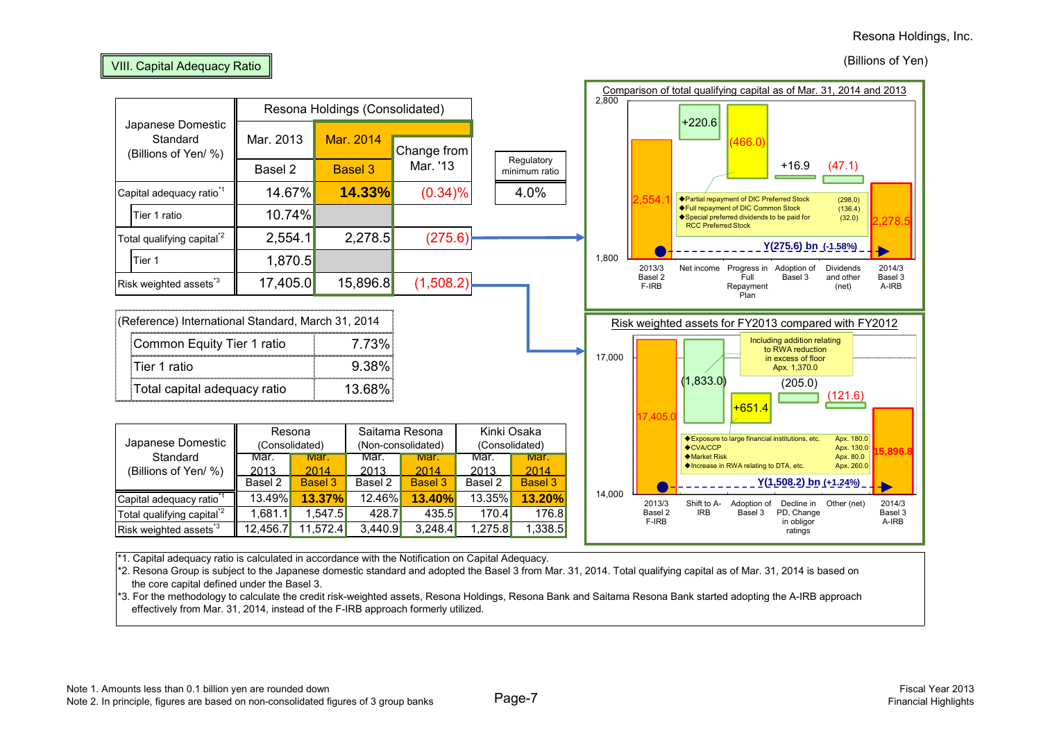Resona Holdings, Inc.

(Billions of Yen)

## VIII. Capital Adequacy Ratio

| Japanese Domestic Standard (Billions of Yen/ %) | Resona Holdings (Consolidated) | | | Regulatory minimum ratio |
|---|---|---|---|---|
| | Mar. 2013 | Mar. 2014 | Change from Mar. '13 | |
| | Basel 2 | Basel 3 | | |
| Capital adequacy ratio[*1] | 14.67% | **14.33%** | (0.34)% | 4.0% |
| Tier 1 ratio | 10.74% | | | |
| Total qualifying capital[*2] | 2,554.1 | 2,278.5 | (275.6) | |
| Tier 1 | 1,870.5 | | | |
| Risk weighted assets[*3] | 17,405.0 | 15,896.8 | (1,508.2) | |

| (Reference) International Standard, March 31, 2014 | |
|---|---|
| Common Equity Tier 1 ratio | 7.73% |
| Tier 1 ratio | 9.38% |
| Total capital adequacy ratio | 13.68% |

| Japanese Domestic Standard (Billions of Yen/ %) | Resona (Consolidated) | | Saitama Resona (Non-consolidated) | | Kinki Osaka (Consolidated) | |
|---|---|---|---|---|---|---|
| | Mar. 2013 | Mar. 2014 | Mar. 2013 | Mar. 2014 | Mar. 2013 | Mar. 2014 |
| | Basel 2 | Basel 3 | Basel 2 | Basel 3 | Basel 2 | Basel 3 |
| Capital adequacy ratio[*1] | 13.49% | **13.37%** | 12.46% | **13.40%** | 13.35% | **13.20%** |
| Total qualifying capital[*2] | 1,681.1 | 1,547.5 | 428.7 | 435.5 | 170.4 | 176.8 |
| Risk weighted assets[*3] | 12,456.7 | 11,572.4 | 3,440.9 | 3,248.4 | 1,275.8 | 1,338.5 |

### Comparison of total qualifying capital as of Mar. 31, 2014 and 2013

| Item | Amount |
|---|---|
| 2013/3 Basel 2 F-IRB | 2,554.1 |
| Net income | +220.6 |
| Progress in Full Repayment Plan | (466.0) |
| Adoption of Basel 3 | +16.9 |
| Dividends and other (net) | (47.1) |
| 2014/3 Basel 3 A-IRB | 2,278.5 |

- ◆Partial repayment of DIC Preferred Stock (298.0)
- ◆Full repayment of DIC Common Stock (136.4)
- ◆Special preferred dividends to be paid for RCC Preferred Stock (32.0)

Y(275.6) bn (-1.58%)

### Risk weighted assets for FY2013 compared with FY2012

| Item | Amount |
|---|---|
| 2013/3 Basel 2 F-IRB | 17,405.0 |
| Shift to A-IRB | (1,833.0) |
| Adoption of Basel 3 | +651.4 |
| Decline in PD, Change in obligor ratings | (205.0) |
| Other (net) | (121.6) |
| 2014/3 Basel 3 A-IRB | 15,896.8 |

Including addition relating to RWA reduction in excess of floor Apx. 1,370.0

- ◆Exposure to large financial institutions, etc. Apx. 180.0
- ◆CVA/CCP Apx. 130.0
- ◆Market Risk Apx. 80.0
- ◆Increase in RWA relating to DTA, etc. Apx. 260.0

Y(1,508.2) bn (+1.24%)

*1. Capital adequacy ratio is calculated in accordance with the Notification on Capital Adequacy.
*2. Resona Group is subject to the Japanese domestic standard and adopted the Basel 3 from Mar. 31, 2014. Total qualifying capital as of Mar. 31, 2014 is based on the core capital defined under the Basel 3.
*3. For the methodology to calculate the credit risk-weighted assets, Resona Holdings, Resona Bank and Saitama Resona Bank started adopting the A-IRB approach effectively from Mar. 31, 2014, instead of the F-IRB approach formerly utilized.

Note 1. Amounts less than 0.1 billion yen are rounded down
Note 2. In principle, figures are based on non-consolidated figures of 3 group banks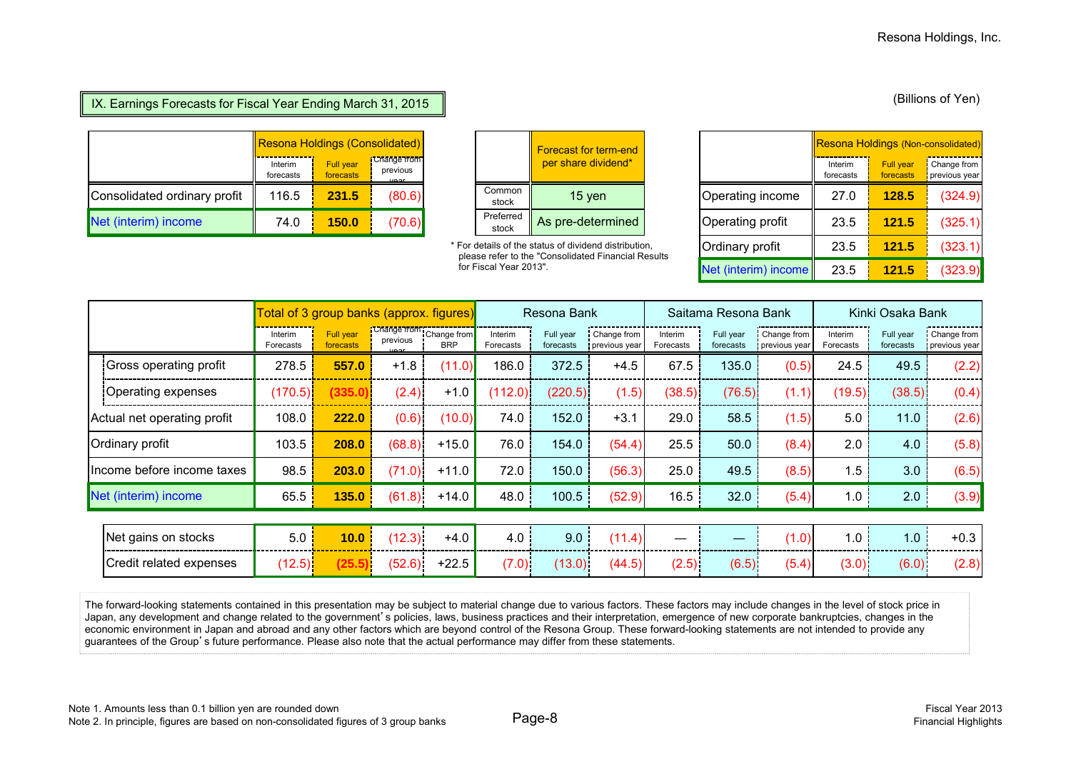## IX. Earnings Forecasts for Fiscal Year Ending March 31, 2015

(Billions of Yen)

| | Resona Holdings (Consolidated) | | |
|---|---|---|---|
| | Interim forecasts | Full year forecasts | Change from previous year |
| Consolidated ordinary profit | 116.5 | 231.5 | (80.6) |
| Net (interim) income | 74.0 | 150.0 | (70.6) |

| | Forecast for term-end per share dividend* |
|---|---|
| Common stock | 15 yen |
| Preferred stock | As pre-determined |

\* For details of the status of dividend distribution, please refer to the "Consolidated Financial Results for Fiscal Year 2013".

| | Resona Holdings (Non-consolidated) | | |
|---|---|---|---|
| | Interim forecasts | Full year forecasts | Change from previous year |
| Operating income | 27.0 | 128.5 | (324.9) |
| Operating profit | 23.5 | 121.5 | (325.1) |
| Ordinary profit | 23.5 | 121.5 | (323.1) |
| Net (interim) income | 23.5 | 121.5 | (323.9) |

| | Total of 3 group banks (approx. figures) | | | | Resona Bank | | | Saitama Resona Bank | | | Kinki Osaka Bank | | |
|---|---|---|---|---|---|---|---|---|---|---|---|---|---|
| | Interim Forecasts | Full year forecasts | Change from previous year | Change from BRP | Interim Forecasts | Full year forecasts | Change from previous year | Interim Forecasts | Full year forecasts | Change from previous year | Interim Forecasts | Full year forecasts | Change from previous year |
| Gross operating profit | 278.5 | 557.0 | +1.8 | (11.0) | 186.0 | 372.5 | +4.5 | 67.5 | 135.0 | (0.5) | 24.5 | 49.5 | (2.2) |
| Operating expenses | (170.5) | (335.0) | (2.4) | +1.0 | (112.0) | (220.5) | (1.5) | (38.5) | (76.5) | (1.1) | (19.5) | (38.5) | (0.4) |
| Actual net operating profit | 108.0 | 222.0 | (0.6) | (10.0) | 74.0 | 152.0 | +3.1 | 29.0 | 58.5 | (1.5) | 5.0 | 11.0 | (2.6) |
| Ordinary profit | 103.5 | 208.0 | (68.8) | +15.0 | 76.0 | 154.0 | (54.4) | 25.5 | 50.0 | (8.4) | 2.0 | 4.0 | (5.8) |
| Income before income taxes | 98.5 | 203.0 | (71.0) | +11.0 | 72.0 | 150.0 | (56.3) | 25.0 | 49.5 | (8.5) | 1.5 | 3.0 | (6.5) |
| Net (interim) income | 65.5 | 135.0 | (61.8) | +14.0 | 48.0 | 100.5 | (52.9) | 16.5 | 32.0 | (5.4) | 1.0 | 2.0 | (3.9) |
| Net gains on stocks | 5.0 | 10.0 | (12.3) | +4.0 | 4.0 | 9.0 | (11.4) | — | — | (1.0) | 1.0 | 1.0 | +0.3 |
| Credit related expenses | (12.5) | (25.5) | (52.6) | +22.5 | (7.0) | (13.0) | (44.5) | (2.5) | (6.5) | (5.4) | (3.0) | (6.0) | (2.8) |

The forward-looking statements contained in this presentation may be subject to material change due to various factors. These factors may include changes in the level of stock price in Japan, any development and change related to the government's policies, laws, business practices and their interpretation, emergence of new corporate bankruptcies, changes in the economic environment in Japan and abroad and any other factors which are beyond control of the Resona Group. These forward-looking statements are not intended to provide any guarantees of the Group's future performance. Please also note that the actual performance may differ from these statements.

Note 1. Amounts less than 0.1 billion yen are rounded down
Note 2. In principle, figures are based on non-consolidated figures of 3 group banks